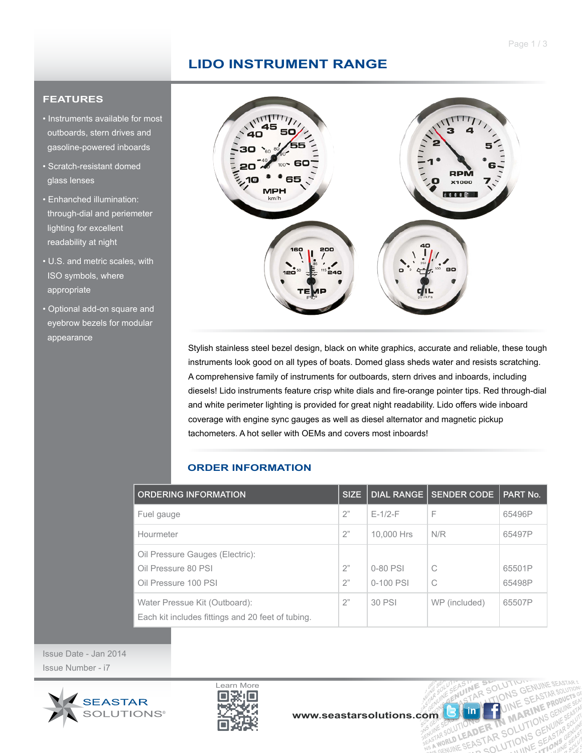# LIDO INSTRUMENT RANGE

## FEATURES

- Instruments available for most outboards, stern drives and gasoline-powered inboards
- Scratch-resistant domed glass lenses
- Enhanced illumination: through-dial and periemeter lighting for excellent readability at night
- U.S. and metric scales, with ISO symbols, where appropriate
- Optional add-on square and eyebrow bezels for modular appearance

Stylish stainless steel bezel design, black on white graphics, accurate and reliable, these tough instruments look good on all types of boats. Domed glass sheds water and resists scratching. A comprehensive family of instruments for outboards, stern drives and inboards, including diesels! Lido instruments feature crisp white dials and fire-orange pointer tips. Red through-dial and white perimeter lighting is provided for great night readability. Lido offers wide inboard coverage with engine sync gauges as well as diesel alternator and magnetic pickup tachometers. A hot seller with OEMs and covers most inboards!

## ORDER INFORMATION

| ORDERING INFORMATION | SIZE | DIAL RANGE | SENDER CODE | PART No. |
|---|---|---|---|---|
| Fuel gauge | 2" | E-1/2-F | F | 65496P |
| Hourmeter | 2" | 10,000 Hrs | N/R | 65497P |
| Oil Pressure Gauges (Electric): | | | | |
| Oil Pressure 80 PSI | 2" | 0-80 PSI | C | 65501P |
| Oil Pressure 100 PSI | 2" | 0-100 PSI | C | 65498P |
| Water Pressue Kit (Outboard): Each kit includes fittings and 20 feet of tubing. | 2" | 30 PSI | WP (included) | 65507P |

Issue Date - Jan 2014

Issue Number - i7

SEASTAR SOLUTIONS®

Learn More

www.seastarsolutions.com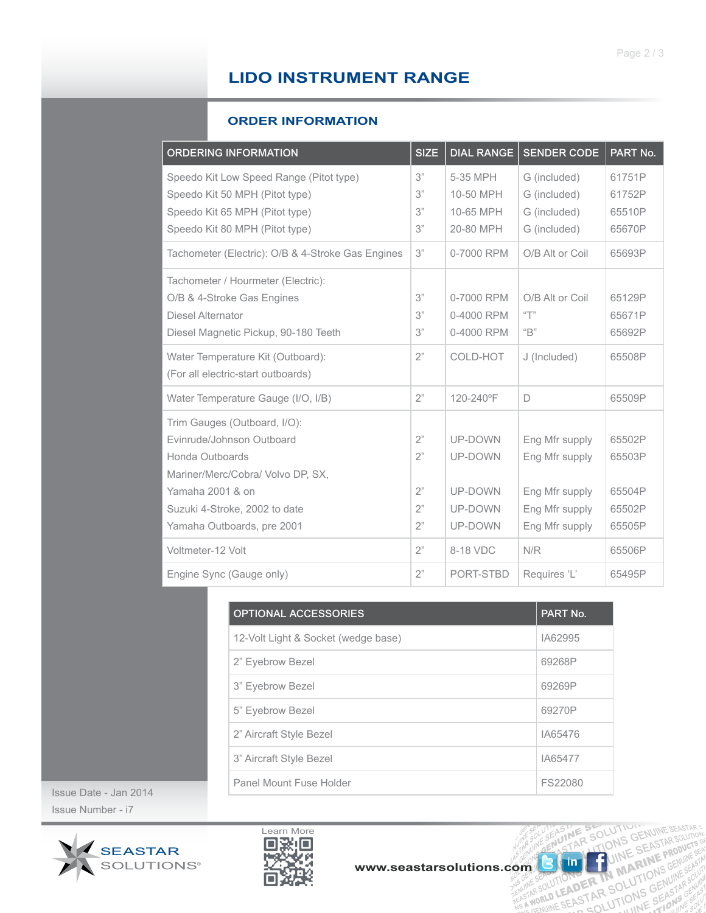# LIDO INSTRUMENT RANGE

## ORDER INFORMATION

| ORDERING INFORMATION | SIZE | DIAL RANGE | SENDER CODE | PART No. |
|---|---|---|---|---|
| Speedo Kit Low Speed Range (Pitot type) | 3" | 5-35 MPH | G (included) | 61751P |
| Speedo Kit 50 MPH (Pitot type) | 3" | 10-50 MPH | G (included) | 61752P |
| Speedo Kit 65 MPH (Pitot type) | 3" | 10-65 MPH | G (included) | 65510P |
| Speedo Kit 80 MPH (Pitot type) | 3" | 20-80 MPH | G (included) | 65670P |
| Tachometer (Electric): O/B & 4-Stroke Gas Engines | 3" | 0-7000 RPM | O/B Alt or Coil | 65693P |
| Tachometer / Hourmeter (Electric): | | | | |
| O/B & 4-Stroke Gas Engines | 3" | 0-7000 RPM | O/B Alt or Coil | 65129P |
| Diesel Alternator | 3" | 0-4000 RPM | "T" | 65671P |
| Diesel Magnetic Pickup, 90-180 Teeth | 3" | 0-4000 RPM | "B" | 65692P |
| Water Temperature Kit (Outboard): (For all electric-start outboards) | 2" | COLD-HOT | J (Included) | 65508P |
| Water Temperature Gauge (I/O, I/B) | 2" | 120-240ºF | D | 65509P |
| Trim Gauges (Outboard, I/O): | | | | |
| Evinrude/Johnson Outboard | 2" | UP-DOWN | Eng Mfr supply | 65502P |
| Honda Outboards | 2" | UP-DOWN | Eng Mfr supply | 65503P |
| Mariner/Merc/Cobra/ Volvo DP, SX, Yamaha 2001 & on | 2" | UP-DOWN | Eng Mfr supply | 65504P |
| Suzuki 4-Stroke, 2002 to date | 2" | UP-DOWN | Eng Mfr supply | 65502P |
| Yamaha Outboards, pre 2001 | 2" | UP-DOWN | Eng Mfr supply | 65505P |
| Voltmeter-12 Volt | 2" | 8-18 VDC | N/R | 65506P |
| Engine Sync (Gauge only) | 2" | PORT-STBD | Requires 'L' | 65495P |

| OPTIONAL ACCESSORIES | PART No. |
|---|---|
| 12-Volt Light & Socket (wedge base) | IA62995 |
| 2" Eyebrow Bezel | 69268P |
| 3" Eyebrow Bezel | 69269P |
| 5" Eyebrow Bezel | 69270P |
| 2" Aircraft Style Bezel | IA65476 |
| 3" Aircraft Style Bezel | IA65477 |
| Panel Mount Fuse Holder | FS22080 |

Issue Date - Jan 2014

Issue Number - i7

SEASTAR SOLUTIONS®

Learn More

www.seastarsolutions.com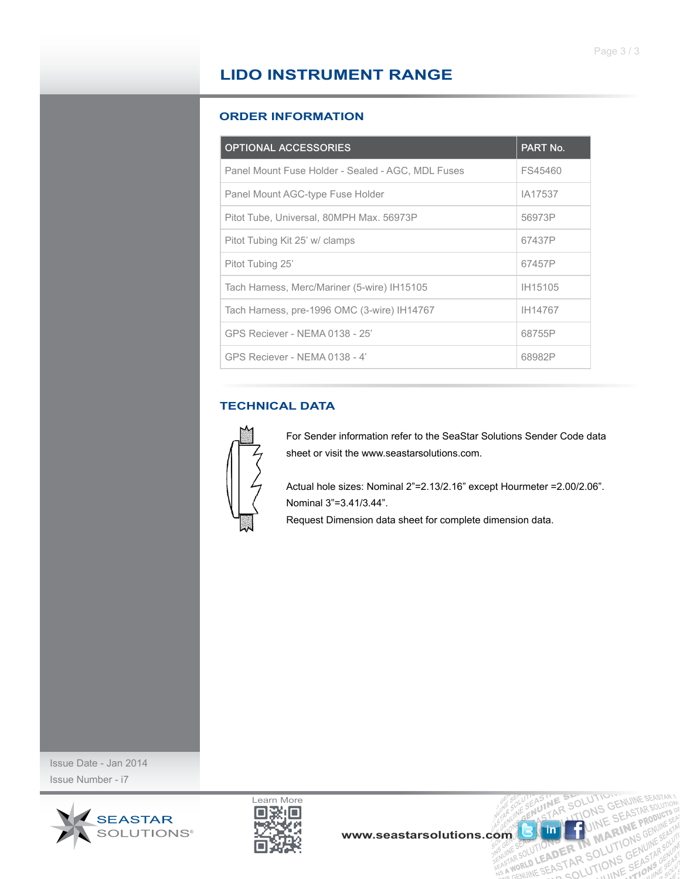# LIDO INSTRUMENT RANGE

## ORDER INFORMATION

| OPTIONAL ACCESSORIES | PART No. |
|---|---|
| Panel Mount Fuse Holder - Sealed - AGC, MDL Fuses | FS45460 |
| Panel Mount AGC-type Fuse Holder | IA17537 |
| Pitot Tube, Universal, 80MPH Max. 56973P | 56973P |
| Pitot Tubing Kit 25' w/ clamps | 67437P |
| Pitot Tubing 25' | 67457P |
| Tach Harness, Merc/Mariner (5-wire) IH15105 | IH15105 |
| Tach Harness, pre-1996 OMC (3-wire) IH14767 | IH14767 |
| GPS Reciever - NEMA 0138 - 25' | 68755P |
| GPS Reciever - NEMA 0138 - 4' | 68982P |

## TECHNICAL DATA

For Sender information refer to the SeaStar Solutions Sender Code data sheet or visit the www.seastarsolutions.com.

Actual hole sizes: Nominal 2"=2.13/2.16" except Hourmeter =2.00/2.06".
Nominal 3"=3.41/3.44".
Request Dimension data sheet for complete dimension data.

Issue Date - Jan 2014

Issue Number - i7

SEASTAR SOLUTIONS®

Learn More

www.seastarsolutions.com